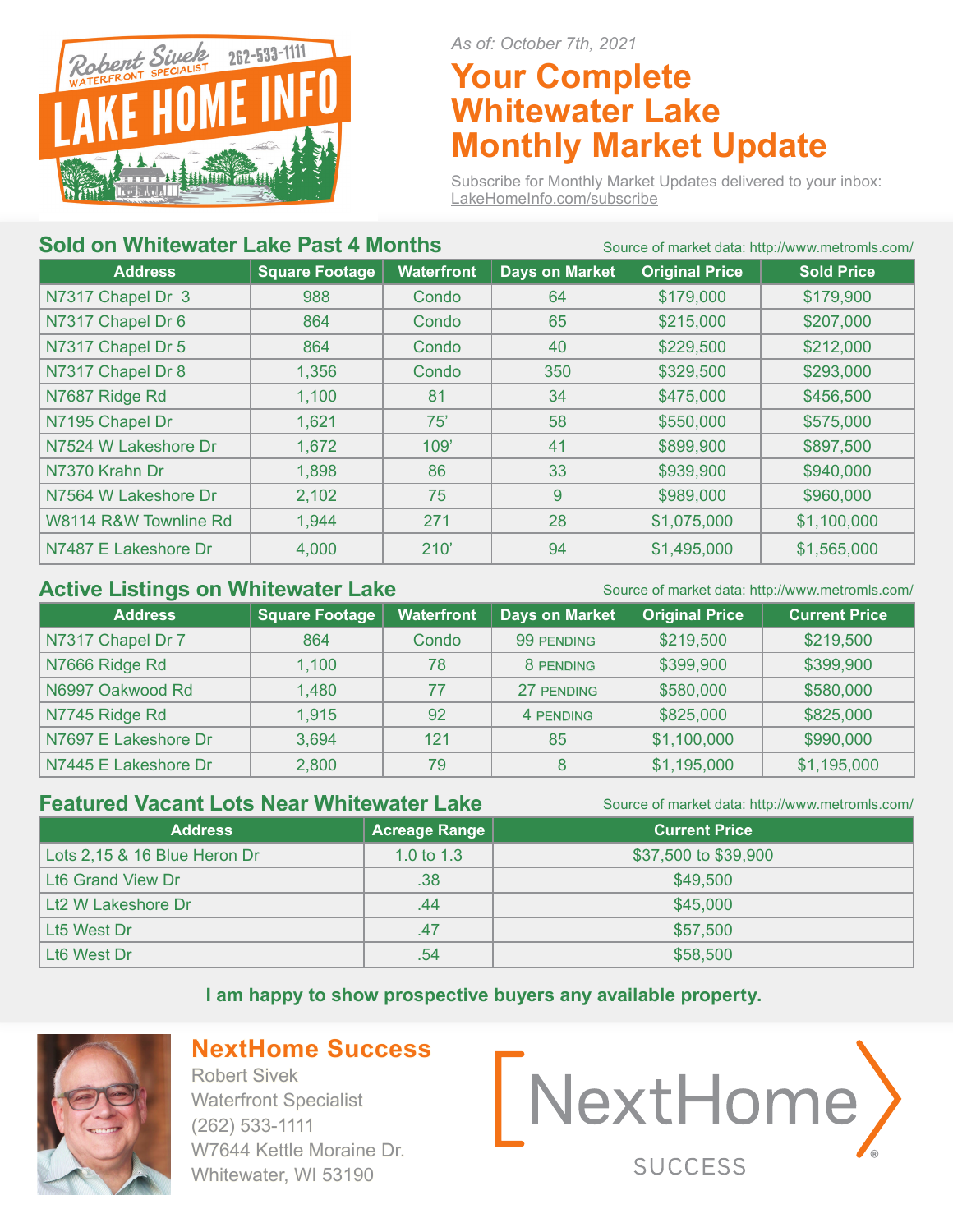Robert Sivek 262-533-1111 WATERFRONT SPECIALIST

LAKE HOME INFO

*As of: October 7th, 2021*

# Your Complete Whitewater Lake Monthly Market Update

Subscribe for Monthly Market Updates delivered to your inbox:
LakeHomeInfo.com/subscribe

## Sold on Whitewater Lake Past 4 Months

Source of market data: http://www.metromls.com/

| Address | Square Footage | Waterfront | Days on Market | Original Price | Sold Price |
|---|---|---|---|---|---|
| N7317 Chapel Dr 3 | 988 | Condo | 64 | $179,000 | $179,900 |
| N7317 Chapel Dr 6 | 864 | Condo | 65 | $215,000 | $207,000 |
| N7317 Chapel Dr 5 | 864 | Condo | 40 | $229,500 | $212,000 |
| N7317 Chapel Dr 8 | 1,356 | Condo | 350 | $329,500 | $293,000 |
| N7687 Ridge Rd | 1,100 | 81 | 34 | $475,000 | $456,500 |
| N7195 Chapel Dr | 1,621 | 75' | 58 | $550,000 | $575,000 |
| N7524 W Lakeshore Dr | 1,672 | 109' | 41 | $899,900 | $897,500 |
| N7370 Krahn Dr | 1,898 | 86 | 33 | $939,900 | $940,000 |
| N7564 W Lakeshore Dr | 2,102 | 75 | 9 | $989,000 | $960,000 |
| W8114 R&W Townline Rd | 1,944 | 271 | 28 | $1,075,000 | $1,100,000 |
| N7487 E Lakeshore Dr | 4,000 | 210' | 94 | $1,495,000 | $1,565,000 |

## Active Listings on Whitewater Lake

Source of market data: http://www.metromls.com/

| Address | Square Footage | Waterfront | Days on Market | Original Price | Current Price |
|---|---|---|---|---|---|
| N7317 Chapel Dr 7 | 864 | Condo | 99 PENDING | $219,500 | $219,500 |
| N7666 Ridge Rd | 1,100 | 78 | 8 PENDING | $399,900 | $399,900 |
| N6997 Oakwood Rd | 1,480 | 77 | 27 PENDING | $580,000 | $580,000 |
| N7745 Ridge Rd | 1,915 | 92 | 4 PENDING | $825,000 | $825,000 |
| N7697 E Lakeshore Dr | 3,694 | 121 | 85 | $1,100,000 | $990,000 |
| N7445 E Lakeshore Dr | 2,800 | 79 | 8 | $1,195,000 | $1,195,000 |

## Featured Vacant Lots Near Whitewater Lake

Source of market data: http://www.metromls.com/

| Address | Acreage Range | Current Price |
|---|---|---|
| Lots 2,15 & 16 Blue Heron Dr | 1.0 to 1.3 | $37,500 to $39,900 |
| Lt6 Grand View Dr | .38 | $49,500 |
| Lt2 W Lakeshore Dr | .44 | $45,000 |
| Lt5 West Dr | .47 | $57,500 |
| Lt6 West Dr | .54 | $58,500 |

**I am happy to show prospective buyers any available property.**

## NextHome Success

Robert Sivek
Waterfront Specialist
(262) 533-1111
W7644 Kettle Moraine Dr.
Whitewater, WI 53190

NextHome SUCCESS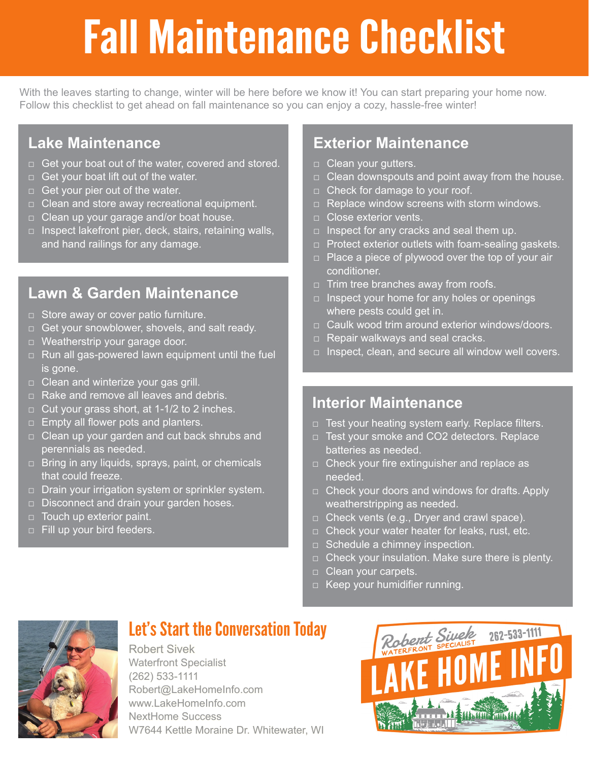# Fall Maintenance Checklist

With the leaves starting to change, winter will be here before we know it! You can start preparing your home now. Follow this checklist to get ahead on fall maintenance so you can enjoy a cozy, hassle-free winter!

## Lake Maintenance

- ☐ Get your boat out of the water, covered and stored.
- ☐ Get your boat lift out of the water.
- ☐ Get your pier out of the water.
- ☐ Clean and store away recreational equipment.
- ☐ Clean up your garage and/or boat house.
- ☐ Inspect lakefront pier, deck, stairs, retaining walls, and hand railings for any damage.

## Lawn & Garden Maintenance

- ☐ Store away or cover patio furniture.
- ☐ Get your snowblower, shovels, and salt ready.
- ☐ Weatherstrip your garage door.
- ☐ Run all gas-powered lawn equipment until the fuel is gone.
- ☐ Clean and winterize your gas grill.
- ☐ Rake and remove all leaves and debris.
- ☐ Cut your grass short, at 1-1/2 to 2 inches.
- ☐ Empty all flower pots and planters.
- ☐ Clean up your garden and cut back shrubs and perennials as needed.
- ☐ Bring in any liquids, sprays, paint, or chemicals that could freeze.
- ☐ Drain your irrigation system or sprinkler system.
- ☐ Disconnect and drain your garden hoses.
- ☐ Touch up exterior paint.
- ☐ Fill up your bird feeders.

## Exterior Maintenance

- ☐ Clean your gutters.
- ☐ Clean downspouts and point away from the house.
- ☐ Check for damage to your roof.
- ☐ Replace window screens with storm windows.
- ☐ Close exterior vents.
- ☐ Inspect for any cracks and seal them up.
- ☐ Protect exterior outlets with foam-sealing gaskets.
- ☐ Place a piece of plywood over the top of your air conditioner.
- ☐ Trim tree branches away from roofs.
- ☐ Inspect your home for any holes or openings where pests could get in.
- ☐ Caulk wood trim around exterior windows/doors.
- ☐ Repair walkways and seal cracks.
- ☐ Inspect, clean, and secure all window well covers.

## Interior Maintenance

- ☐ Test your heating system early. Replace filters.
- ☐ Test your smoke and CO2 detectors. Replace batteries as needed.
- ☐ Check your fire extinguisher and replace as needed.
- ☐ Check your doors and windows for drafts. Apply weatherstripping as needed.
- ☐ Check vents (e.g., Dryer and crawl space).
- ☐ Check your water heater for leaks, rust, etc.
- ☐ Schedule a chimney inspection.
- ☐ Check your insulation. Make sure there is plenty.
- ☐ Clean your carpets.
- ☐ Keep your humidifier running.

## Let's Start the Conversation Today

Robert Sivek
Waterfront Specialist
(262) 533-1111
Robert@LakeHomeInfo.com
www.LakeHomeInfo.com
NextHome Success
W7644 Kettle Moraine Dr. Whitewater, WI

Robert Sivek Waterfront Specialist 262-533-1111
LAKE HOME INFO